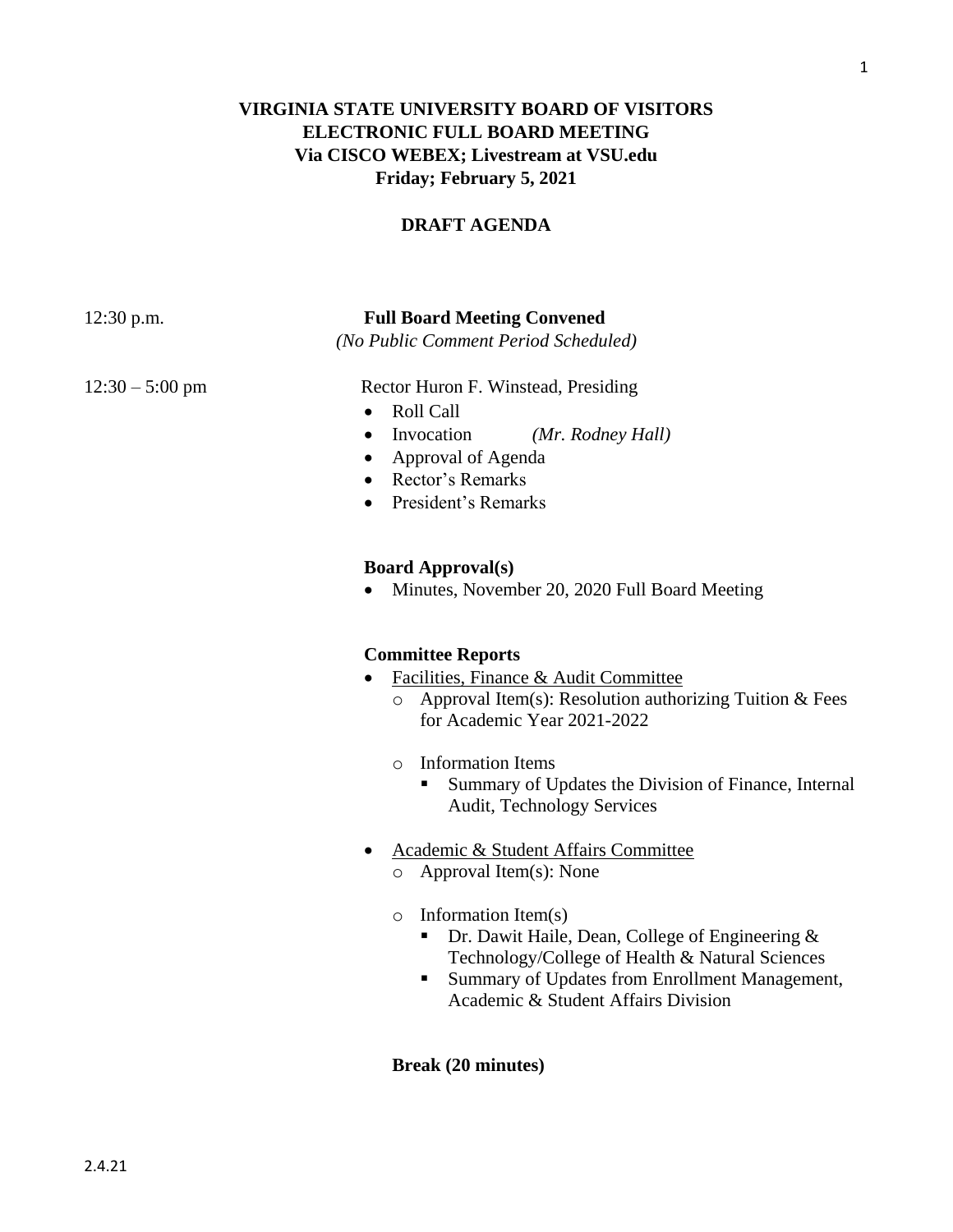# VIRGINIA STATE UNIVERSITY BOARD OF VISITORS
# ELECTRONIC FULL BOARD MEETING
## Via CISCO WEBEX; Livestream at VSU.edu
## Friday; February 5, 2021

## DRAFT AGENDA

12:30 p.m. **Full Board Meeting Convened**
*(No Public Comment Period Scheduled)*

12:30 – 5:00 pm Rector Huron F. Winstead, Presiding

- Roll Call
- Invocation *(Mr. Rodney Hall)*
- Approval of Agenda
- Rector's Remarks
- President's Remarks

**Board Approval(s)**

- Minutes, November 20, 2020 Full Board Meeting

**Committee Reports**

- Facilities, Finance & Audit Committee
  - Approval Item(s): Resolution authorizing Tuition & Fees for Academic Year 2021-2022
  - Information Items
    - Summary of Updates the Division of Finance, Internal Audit, Technology Services
- Academic & Student Affairs Committee
  - Approval Item(s): None
  - Information Item(s)
    - Dr. Dawit Haile, Dean, College of Engineering & Technology/College of Health & Natural Sciences
    - Summary of Updates from Enrollment Management, Academic & Student Affairs Division

**Break (20 minutes)**

2.4.21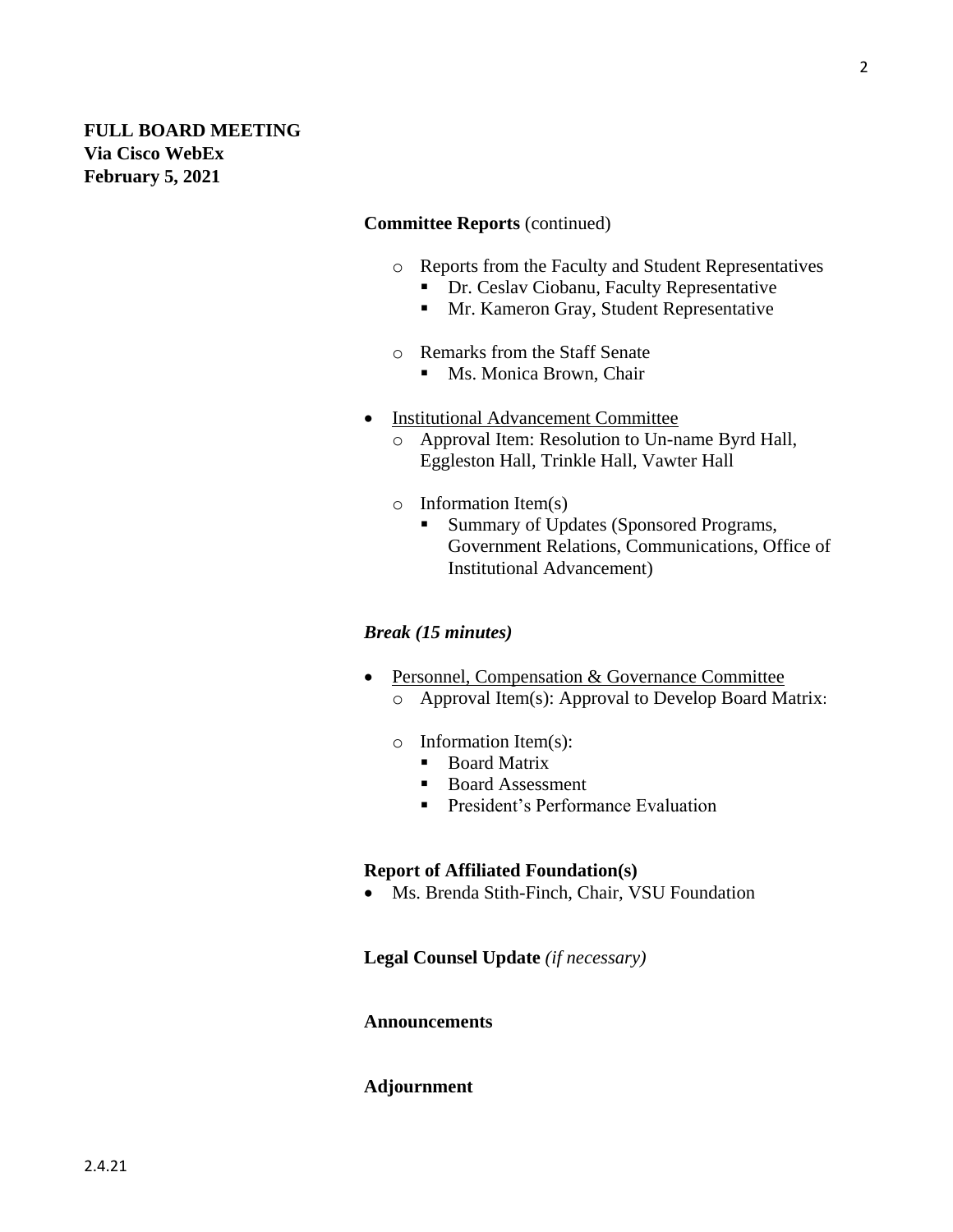**FULL BOARD MEETING**
**Via Cisco WebEx**
**February 5, 2021**

**Committee Reports** (continued)

- Reports from the Faculty and Student Representatives
  - Dr. Ceslav Ciobanu, Faculty Representative
  - Mr. Kameron Gray, Student Representative
- Remarks from the Staff Senate
  - Ms. Monica Brown, Chair

- Institutional Advancement Committee
  - Approval Item: Resolution to Un-name Byrd Hall, Eggleston Hall, Trinkle Hall, Vawter Hall
  - Information Item(s)
    - Summary of Updates (Sponsored Programs, Government Relations, Communications, Office of Institutional Advancement)

***Break (15 minutes)***

- Personnel, Compensation & Governance Committee
  - Approval Item(s): Approval to Develop Board Matrix:
  - Information Item(s):
    - Board Matrix
    - Board Assessment
    - President's Performance Evaluation

**Report of Affiliated Foundation(s)**

- Ms. Brenda Stith-Finch, Chair, VSU Foundation

**Legal Counsel Update** *(if necessary)*

**Announcements**

**Adjournment**

2.4.21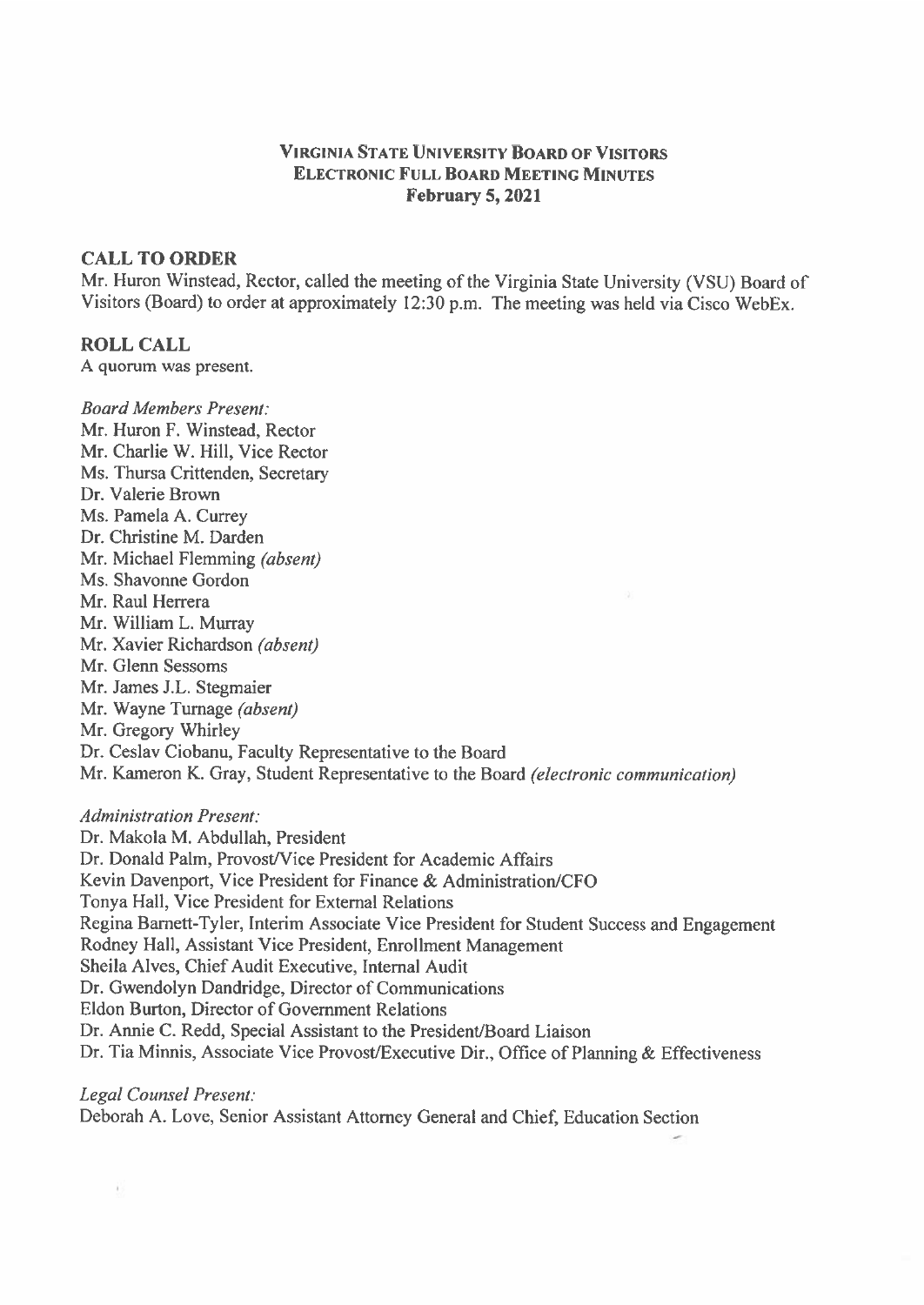**Virginia State University Board of Visitors**
**Electronic Full Board Meeting Minutes**
**February 5, 2021**

## CALL TO ORDER

Mr. Huron Winstead, Rector, called the meeting of the Virginia State University (VSU) Board of Visitors (Board) to order at approximately 12:30 p.m. The meeting was held via Cisco WebEx.

## ROLL CALL

A quorum was present.

*Board Members Present:*

Mr. Huron F. Winstead, Rector
Mr. Charlie W. Hill, Vice Rector
Ms. Thursa Crittenden, Secretary
Dr. Valerie Brown
Ms. Pamela A. Currey
Dr. Christine M. Darden
Mr. Michael Flemming *(absent)*
Ms. Shavonne Gordon
Mr. Raul Herrera
Mr. William L. Murray
Mr. Xavier Richardson *(absent)*
Mr. Glenn Sessoms
Mr. James J.L. Stegmaier
Mr. Wayne Turnage *(absent)*
Mr. Gregory Whirley
Dr. Ceslav Ciobanu, Faculty Representative to the Board
Mr. Kameron K. Gray, Student Representative to the Board *(electronic communication)*

*Administration Present:*

Dr. Makola M. Abdullah, President
Dr. Donald Palm, Provost/Vice President for Academic Affairs
Kevin Davenport, Vice President for Finance & Administration/CFO
Tonya Hall, Vice President for External Relations
Regina Barnett-Tyler, Interim Associate Vice President for Student Success and Engagement
Rodney Hall, Assistant Vice President, Enrollment Management
Sheila Alves, Chief Audit Executive, Internal Audit
Dr. Gwendolyn Dandridge, Director of Communications
Eldon Burton, Director of Government Relations
Dr. Annie C. Redd, Special Assistant to the President/Board Liaison
Dr. Tia Minnis, Associate Vice Provost/Executive Dir., Office of Planning & Effectiveness

*Legal Counsel Present:*

Deborah A. Love, Senior Assistant Attorney General and Chief, Education Section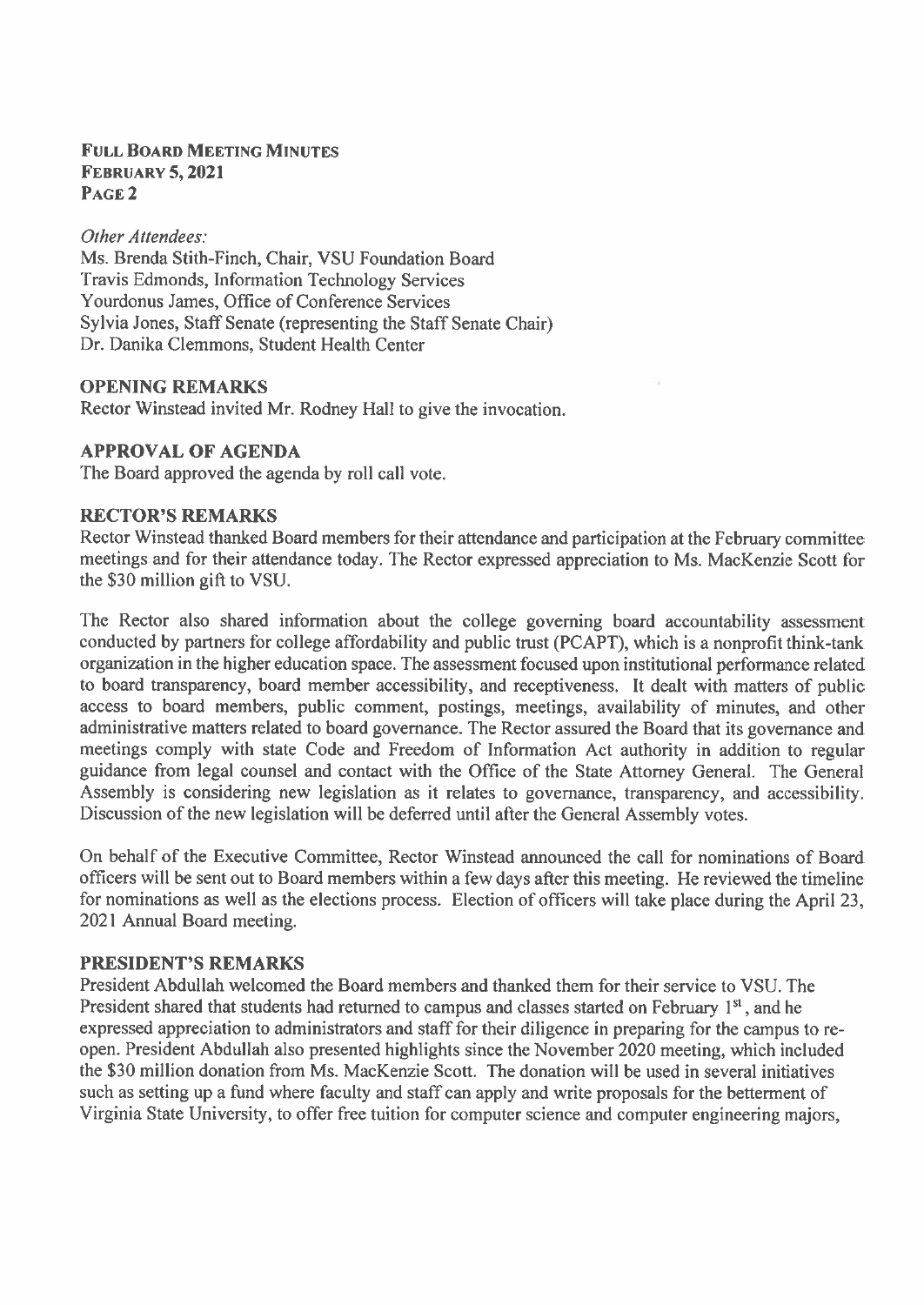*Other Attendees:*
Ms. Brenda Stith-Finch, Chair, VSU Foundation Board
Travis Edmonds, Information Technology Services
Yourdonus James, Office of Conference Services
Sylvia Jones, Staff Senate (representing the Staff Senate Chair)
Dr. Danika Clemmons, Student Health Center

## OPENING REMARKS

Rector Winstead invited Mr. Rodney Hall to give the invocation.

## APPROVAL OF AGENDA

The Board approved the agenda by roll call vote.

## RECTOR'S REMARKS

Rector Winstead thanked Board members for their attendance and participation at the February committee meetings and for their attendance today. The Rector expressed appreciation to Ms. MacKenzie Scott for the $30 million gift to VSU.

The Rector also shared information about the college governing board accountability assessment conducted by partners for college affordability and public trust (PCAPT), which is a nonprofit think-tank organization in the higher education space. The assessment focused upon institutional performance related to board transparency, board member accessibility, and receptiveness. It dealt with matters of public access to board members, public comment, postings, meetings, availability of minutes, and other administrative matters related to board governance. The Rector assured the Board that its governance and meetings comply with state Code and Freedom of Information Act authority in addition to regular guidance from legal counsel and contact with the Office of the State Attorney General. The General Assembly is considering new legislation as it relates to governance, transparency, and accessibility. Discussion of the new legislation will be deferred until after the General Assembly votes.

On behalf of the Executive Committee, Rector Winstead announced the call for nominations of Board officers will be sent out to Board members within a few days after this meeting. He reviewed the timeline for nominations as well as the elections process. Election of officers will take place during the April 23, 2021 Annual Board meeting.

## PRESIDENT'S REMARKS

President Abdullah welcomed the Board members and thanked them for their service to VSU. The President shared that students had returned to campus and classes started on February 1st, and he expressed appreciation to administrators and staff for their diligence in preparing for the campus to re-open. President Abdullah also presented highlights since the November 2020 meeting, which included the $30 million donation from Ms. MacKenzie Scott. The donation will be used in several initiatives such as setting up a fund where faculty and staff can apply and write proposals for the betterment of Virginia State University, to offer free tuition for computer science and computer engineering majors,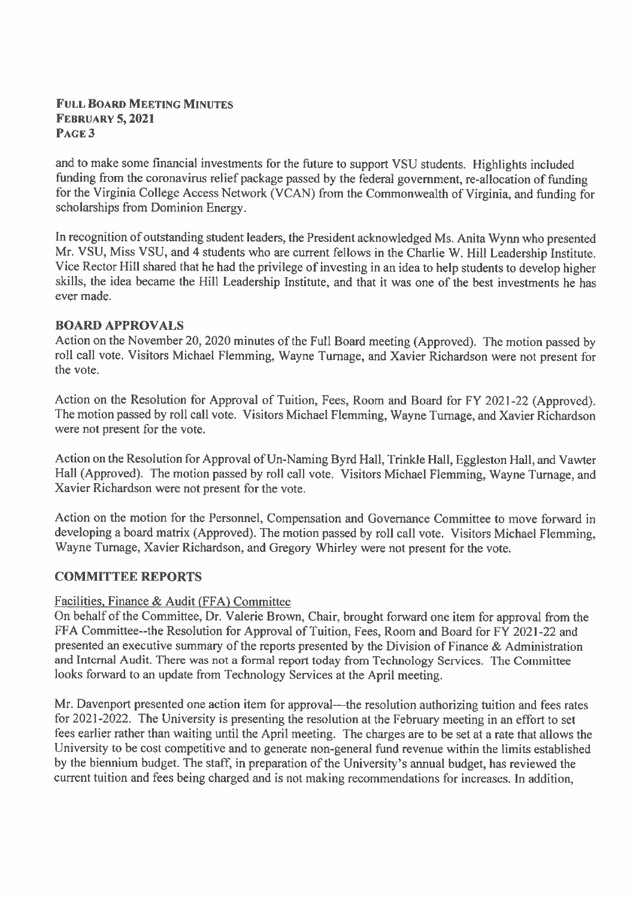and to make some financial investments for the future to support VSU students. Highlights included funding from the coronavirus relief package passed by the federal government, re-allocation of funding for the Virginia College Access Network (VCAN) from the Commonwealth of Virginia, and funding for scholarships from Dominion Energy.

In recognition of outstanding student leaders, the President acknowledged Ms. Anita Wynn who presented Mr. VSU, Miss VSU, and 4 students who are current fellows in the Charlie W. Hill Leadership Institute. Vice Rector Hill shared that he had the privilege of investing in an idea to help students to develop higher skills, the idea became the Hill Leadership Institute, and that it was one of the best investments he has ever made.

## BOARD APPROVALS

Action on the November 20, 2020 minutes of the Full Board meeting (Approved). The motion passed by roll call vote. Visitors Michael Flemming, Wayne Turnage, and Xavier Richardson were not present for the vote.

Action on the Resolution for Approval of Tuition, Fees, Room and Board for FY 2021-22 (Approved). The motion passed by roll call vote. Visitors Michael Flemming, Wayne Turnage, and Xavier Richardson were not present for the vote.

Action on the Resolution for Approval of Un-Naming Byrd Hall, Trinkle Hall, Eggleston Hall, and Vawter Hall (Approved). The motion passed by roll call vote. Visitors Michael Flemming, Wayne Turnage, and Xavier Richardson were not present for the vote.

Action on the motion for the Personnel, Compensation and Governance Committee to move forward in developing a board matrix (Approved). The motion passed by roll call vote. Visitors Michael Flemming, Wayne Turnage, Xavier Richardson, and Gregory Whirley were not present for the vote.

## COMMITTEE REPORTS

### Facilities, Finance & Audit (FFA) Committee

On behalf of the Committee, Dr. Valerie Brown, Chair, brought forward one item for approval from the FFA Committee--the Resolution for Approval of Tuition, Fees, Room and Board for FY 2021-22 and presented an executive summary of the reports presented by the Division of Finance & Administration and Internal Audit. There was not a formal report today from Technology Services. The Committee looks forward to an update from Technology Services at the April meeting.

Mr. Davenport presented one action item for approval—the resolution authorizing tuition and fees rates for 2021-2022. The University is presenting the resolution at the February meeting in an effort to set fees earlier rather than waiting until the April meeting. The charges are to be set at a rate that allows the University to be cost competitive and to generate non-general fund revenue within the limits established by the biennium budget. The staff, in preparation of the University's annual budget, has reviewed the current tuition and fees being charged and is not making recommendations for increases. In addition,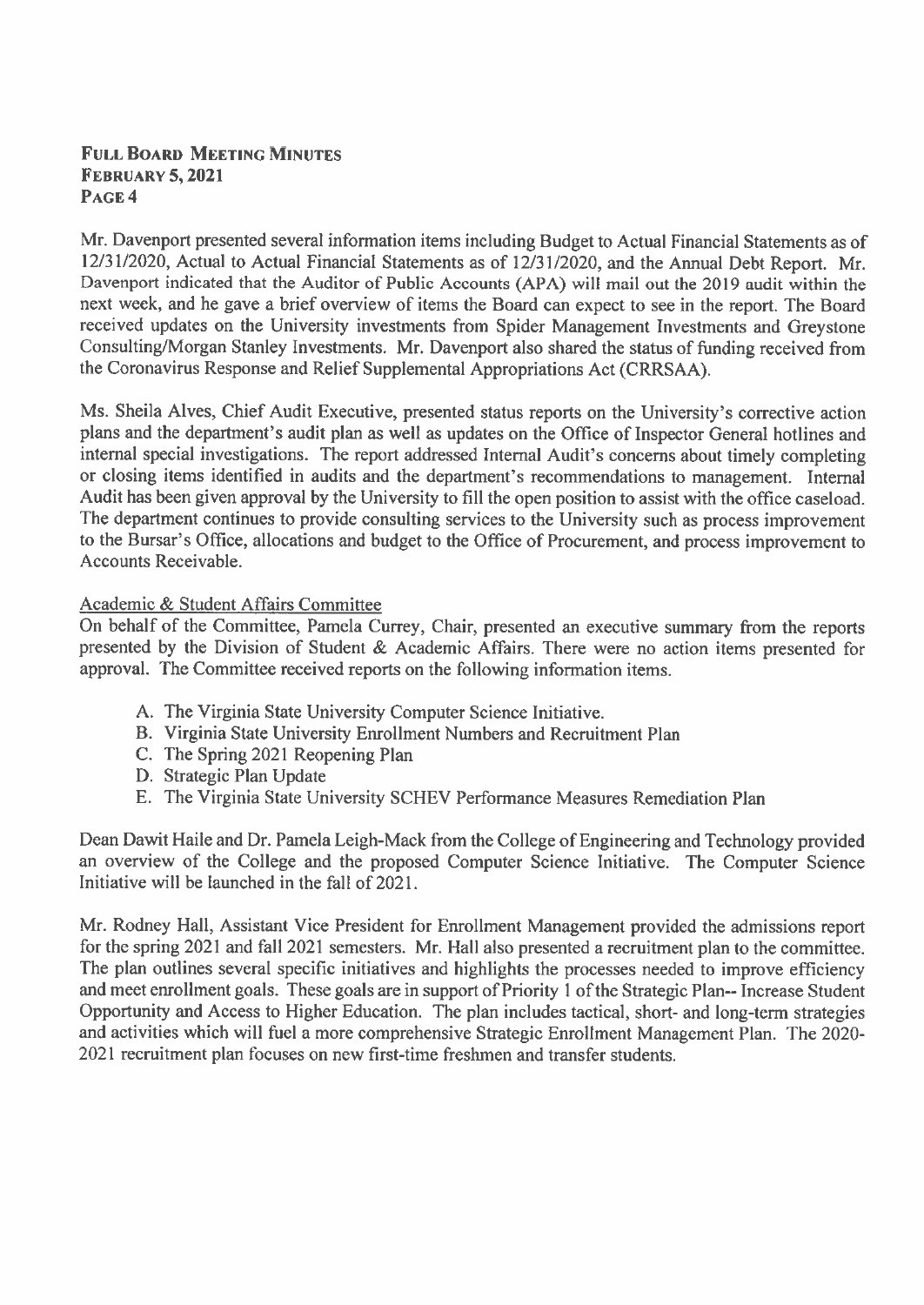Mr. Davenport presented several information items including Budget to Actual Financial Statements as of 12/31/2020, Actual to Actual Financial Statements as of 12/31/2020, and the Annual Debt Report. Mr. Davenport indicated that the Auditor of Public Accounts (APA) will mail out the 2019 audit within the next week, and he gave a brief overview of items the Board can expect to see in the report. The Board received updates on the University investments from Spider Management Investments and Greystone Consulting/Morgan Stanley Investments. Mr. Davenport also shared the status of funding received from the Coronavirus Response and Relief Supplemental Appropriations Act (CRRSAA).

Ms. Sheila Alves, Chief Audit Executive, presented status reports on the University's corrective action plans and the department's audit plan as well as updates on the Office of Inspector General hotlines and internal special investigations. The report addressed Internal Audit's concerns about timely completing or closing items identified in audits and the department's recommendations to management. Internal Audit has been given approval by the University to fill the open position to assist with the office caseload. The department continues to provide consulting services to the University such as process improvement to the Bursar's Office, allocations and budget to the Office of Procurement, and process improvement to Accounts Receivable.

Academic & Student Affairs Committee

On behalf of the Committee, Pamela Currey, Chair, presented an executive summary from the reports presented by the Division of Student & Academic Affairs. There were no action items presented for approval. The Committee received reports on the following information items.

A. The Virginia State University Computer Science Initiative.
B. Virginia State University Enrollment Numbers and Recruitment Plan
C. The Spring 2021 Reopening Plan
D. Strategic Plan Update
E. The Virginia State University SCHEV Performance Measures Remediation Plan

Dean Dawit Haile and Dr. Pamela Leigh-Mack from the College of Engineering and Technology provided an overview of the College and the proposed Computer Science Initiative. The Computer Science Initiative will be launched in the fall of 2021.

Mr. Rodney Hall, Assistant Vice President for Enrollment Management provided the admissions report for the spring 2021 and fall 2021 semesters. Mr. Hall also presented a recruitment plan to the committee. The plan outlines several specific initiatives and highlights the processes needed to improve efficiency and meet enrollment goals. These goals are in support of Priority 1 of the Strategic Plan-- Increase Student Opportunity and Access to Higher Education. The plan includes tactical, short- and long-term strategies and activities which will fuel a more comprehensive Strategic Enrollment Management Plan. The 2020-2021 recruitment plan focuses on new first-time freshmen and transfer students.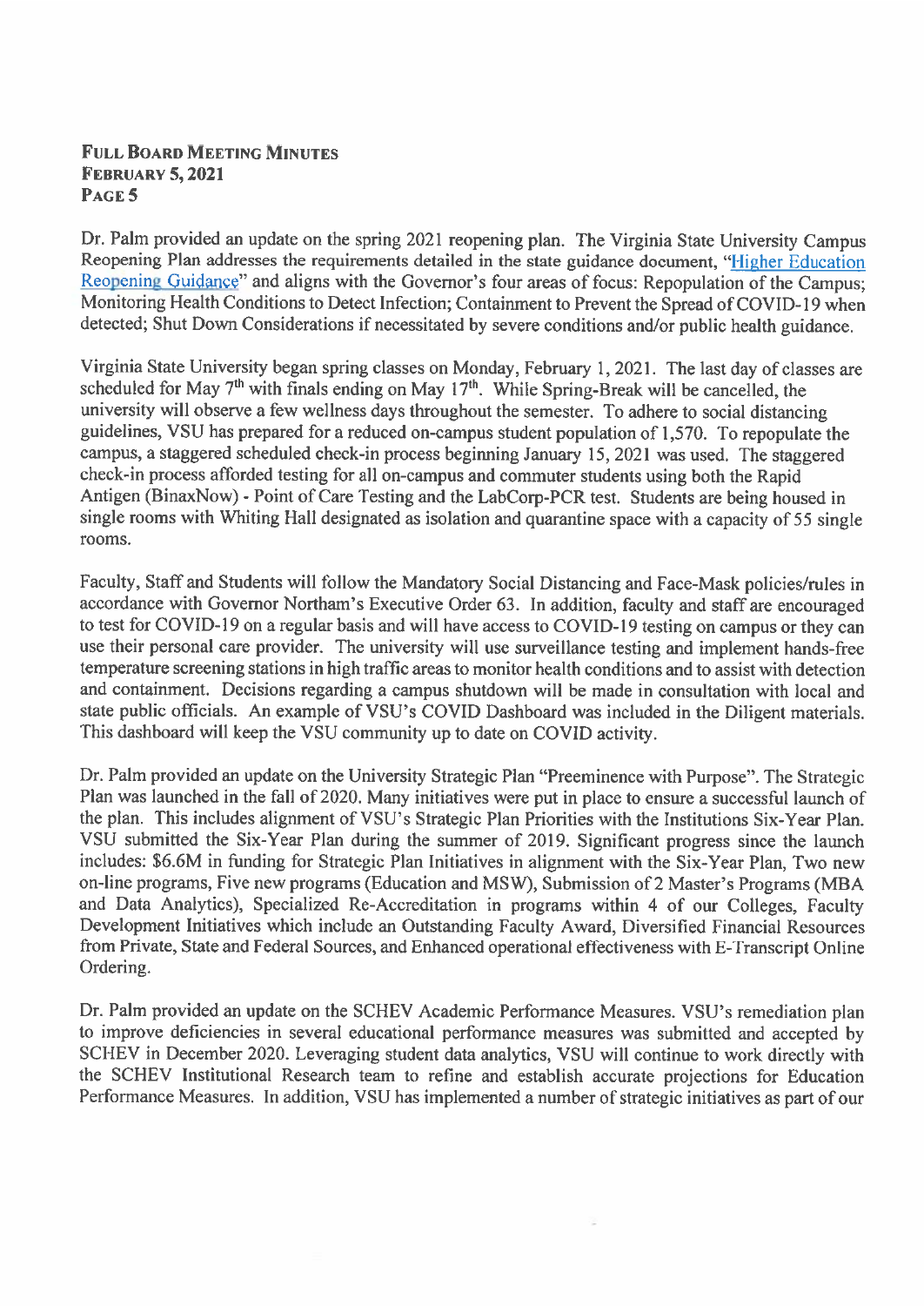Dr. Palm provided an update on the spring 2021 reopening plan. The Virginia State University Campus Reopening Plan addresses the requirements detailed in the state guidance document, "Higher Education Reopening Guidance" and aligns with the Governor's four areas of focus: Repopulation of the Campus; Monitoring Health Conditions to Detect Infection; Containment to Prevent the Spread of COVID-19 when detected; Shut Down Considerations if necessitated by severe conditions and/or public health guidance.

Virginia State University began spring classes on Monday, February 1, 2021. The last day of classes are scheduled for May 7th with finals ending on May 17th. While Spring-Break will be cancelled, the university will observe a few wellness days throughout the semester. To adhere to social distancing guidelines, VSU has prepared for a reduced on-campus student population of 1,570. To repopulate the campus, a staggered scheduled check-in process beginning January 15, 2021 was used. The staggered check-in process afforded testing for all on-campus and commuter students using both the Rapid Antigen (BinaxNow) - Point of Care Testing and the LabCorp-PCR test. Students are being housed in single rooms with Whiting Hall designated as isolation and quarantine space with a capacity of 55 single rooms.

Faculty, Staff and Students will follow the Mandatory Social Distancing and Face-Mask policies/rules in accordance with Governor Northam's Executive Order 63. In addition, faculty and staff are encouraged to test for COVID-19 on a regular basis and will have access to COVID-19 testing on campus or they can use their personal care provider. The university will use surveillance testing and implement hands-free temperature screening stations in high traffic areas to monitor health conditions and to assist with detection and containment. Decisions regarding a campus shutdown will be made in consultation with local and state public officials. An example of VSU's COVID Dashboard was included in the Diligent materials. This dashboard will keep the VSU community up to date on COVID activity.

Dr. Palm provided an update on the University Strategic Plan "Preeminence with Purpose". The Strategic Plan was launched in the fall of 2020. Many initiatives were put in place to ensure a successful launch of the plan. This includes alignment of VSU's Strategic Plan Priorities with the Institutions Six-Year Plan. VSU submitted the Six-Year Plan during the summer of 2019. Significant progress since the launch includes: $6.6M in funding for Strategic Plan Initiatives in alignment with the Six-Year Plan, Two new on-line programs, Five new programs (Education and MSW), Submission of 2 Master's Programs (MBA and Data Analytics), Specialized Re-Accreditation in programs within 4 of our Colleges, Faculty Development Initiatives which include an Outstanding Faculty Award, Diversified Financial Resources from Private, State and Federal Sources, and Enhanced operational effectiveness with E-Transcript Online Ordering.

Dr. Palm provided an update on the SCHEV Academic Performance Measures. VSU's remediation plan to improve deficiencies in several educational performance measures was submitted and accepted by SCHEV in December 2020. Leveraging student data analytics, VSU will continue to work directly with the SCHEV Institutional Research team to refine and establish accurate projections for Education Performance Measures. In addition, VSU has implemented a number of strategic initiatives as part of our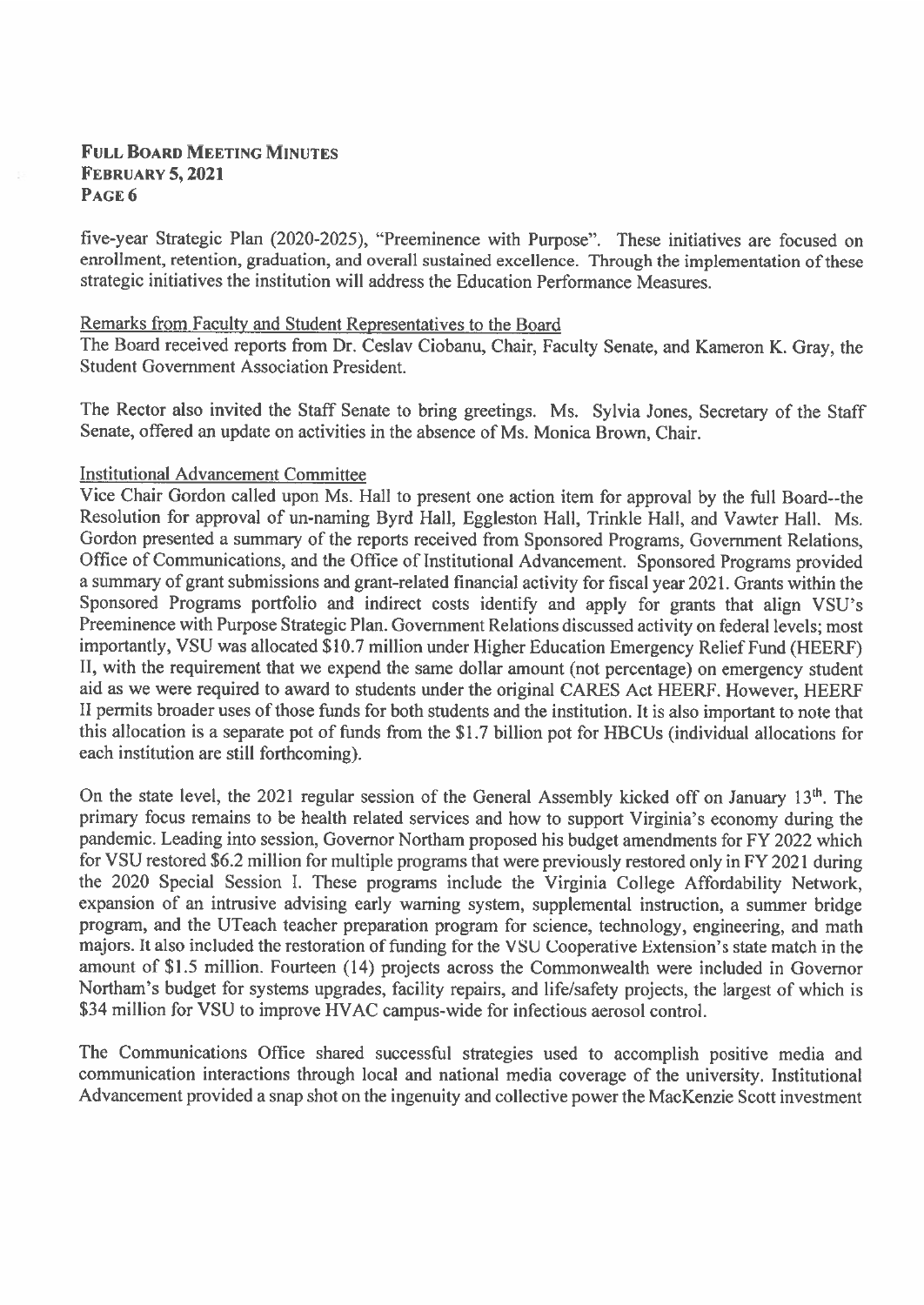five-year Strategic Plan (2020-2025), "Preeminence with Purpose". These initiatives are focused on enrollment, retention, graduation, and overall sustained excellence. Through the implementation of these strategic initiatives the institution will address the Education Performance Measures.

Remarks from Faculty and Student Representatives to the Board

The Board received reports from Dr. Ceslav Ciobanu, Chair, Faculty Senate, and Kameron K. Gray, the Student Government Association President.

The Rector also invited the Staff Senate to bring greetings. Ms. Sylvia Jones, Secretary of the Staff Senate, offered an update on activities in the absence of Ms. Monica Brown, Chair.

Institutional Advancement Committee

Vice Chair Gordon called upon Ms. Hall to present one action item for approval by the full Board--the Resolution for approval of un-naming Byrd Hall, Eggleston Hall, Trinkle Hall, and Vawter Hall. Ms. Gordon presented a summary of the reports received from Sponsored Programs, Government Relations, Office of Communications, and the Office of Institutional Advancement. Sponsored Programs provided a summary of grant submissions and grant-related financial activity for fiscal year 2021. Grants within the Sponsored Programs portfolio and indirect costs identify and apply for grants that align VSU's Preeminence with Purpose Strategic Plan. Government Relations discussed activity on federal levels; most importantly, VSU was allocated $10.7 million under Higher Education Emergency Relief Fund (HEERF) II, with the requirement that we expend the same dollar amount (not percentage) on emergency student aid as we were required to award to students under the original CARES Act HEERF. However, HEERF II permits broader uses of those funds for both students and the institution. It is also important to note that this allocation is a separate pot of funds from the $1.7 billion pot for HBCUs (individual allocations for each institution are still forthcoming).

On the state level, the 2021 regular session of the General Assembly kicked off on January 13th. The primary focus remains to be health related services and how to support Virginia's economy during the pandemic. Leading into session, Governor Northam proposed his budget amendments for FY 2022 which for VSU restored $6.2 million for multiple programs that were previously restored only in FY 2021 during the 2020 Special Session I. These programs include the Virginia College Affordability Network, expansion of an intrusive advising early warning system, supplemental instruction, a summer bridge program, and the UTeach teacher preparation program for science, technology, engineering, and math majors. It also included the restoration of funding for the VSU Cooperative Extension's state match in the amount of $1.5 million. Fourteen (14) projects across the Commonwealth were included in Governor Northam's budget for systems upgrades, facility repairs, and life/safety projects, the largest of which is $34 million for VSU to improve HVAC campus-wide for infectious aerosol control.

The Communications Office shared successful strategies used to accomplish positive media and communication interactions through local and national media coverage of the university. Institutional Advancement provided a snap shot on the ingenuity and collective power the MacKenzie Scott investment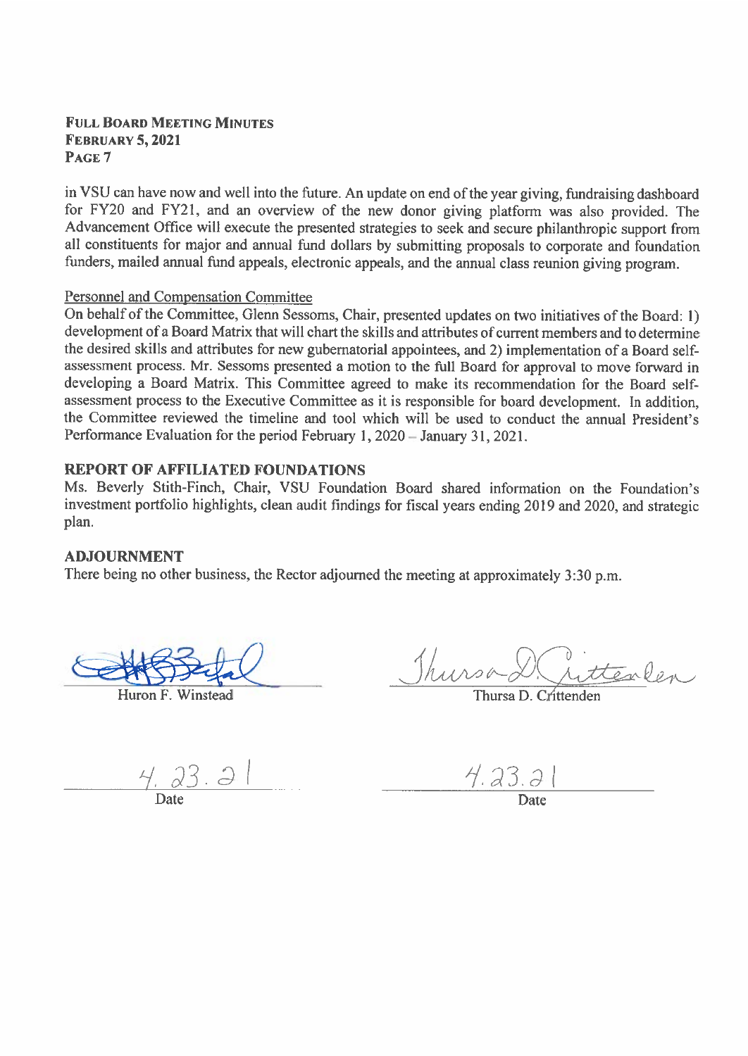in VSU can have now and well into the future. An update on end of the year giving, fundraising dashboard for FY20 and FY21, and an overview of the new donor giving platform was also provided. The Advancement Office will execute the presented strategies to seek and secure philanthropic support from all constituents for major and annual fund dollars by submitting proposals to corporate and foundation funders, mailed annual fund appeals, electronic appeals, and the annual class reunion giving program.

Personnel and Compensation Committee

On behalf of the Committee, Glenn Sessoms, Chair, presented updates on two initiatives of the Board: 1) development of a Board Matrix that will chart the skills and attributes of current members and to determine the desired skills and attributes for new gubernatorial appointees, and 2) implementation of a Board self-assessment process. Mr. Sessoms presented a motion to the full Board for approval to move forward in developing a Board Matrix. This Committee agreed to make its recommendation for the Board self-assessment process to the Executive Committee as it is responsible for board development. In addition, the Committee reviewed the timeline and tool which will be used to conduct the annual President's Performance Evaluation for the period February 1, 2020 – January 31, 2021.

## REPORT OF AFFILIATED FOUNDATIONS

Ms. Beverly Stith-Finch, Chair, VSU Foundation Board shared information on the Foundation's investment portfolio highlights, clean audit findings for fiscal years ending 2019 and 2020, and strategic plan.

## ADJOURNMENT

There being no other business, the Rector adjourned the meeting at approximately 3:30 p.m.

Huron F. Winstead

4.23.21
Date

Thursa D. Crittenden

4.23.21
Date